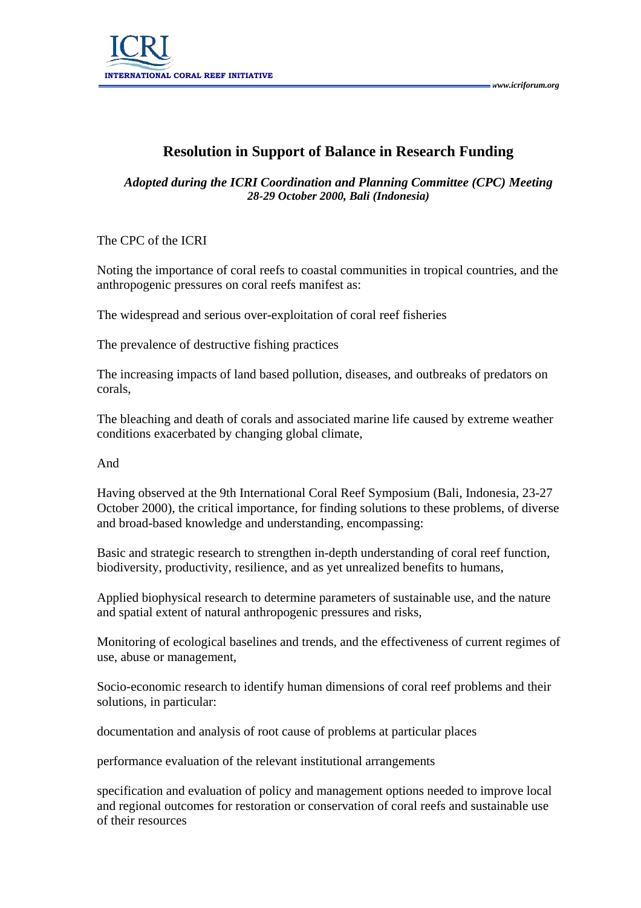# Resolution in Support of Balance in Research Funding

*Adopted during the ICRI Coordination and Planning Committee (CPC) Meeting*
*28-29 October 2000, Bali (Indonesia)*

The CPC of the ICRI

Noting the importance of coral reefs to coastal communities in tropical countries, and the anthropogenic pressures on coral reefs manifest as:

The widespread and serious over-exploitation of coral reef fisheries

The prevalence of destructive fishing practices

The increasing impacts of land based pollution, diseases, and outbreaks of predators on corals,

The bleaching and death of corals and associated marine life caused by extreme weather conditions exacerbated by changing global climate,

And

Having observed at the 9th International Coral Reef Symposium (Bali, Indonesia, 23-27 October 2000), the critical importance, for finding solutions to these problems, of diverse and broad-based knowledge and understanding, encompassing:

Basic and strategic research to strengthen in-depth understanding of coral reef function, biodiversity, productivity, resilience, and as yet unrealized benefits to humans,

Applied biophysical research to determine parameters of sustainable use, and the nature and spatial extent of natural anthropogenic pressures and risks,

Monitoring of ecological baselines and trends, and the effectiveness of current regimes of use, abuse or management,

Socio-economic research to identify human dimensions of coral reef problems and their solutions, in particular:

documentation and analysis of root cause of problems at particular places

performance evaluation of the relevant institutional arrangements

specification and evaluation of policy and management options needed to improve local and regional outcomes for restoration or conservation of coral reefs and sustainable use of their resources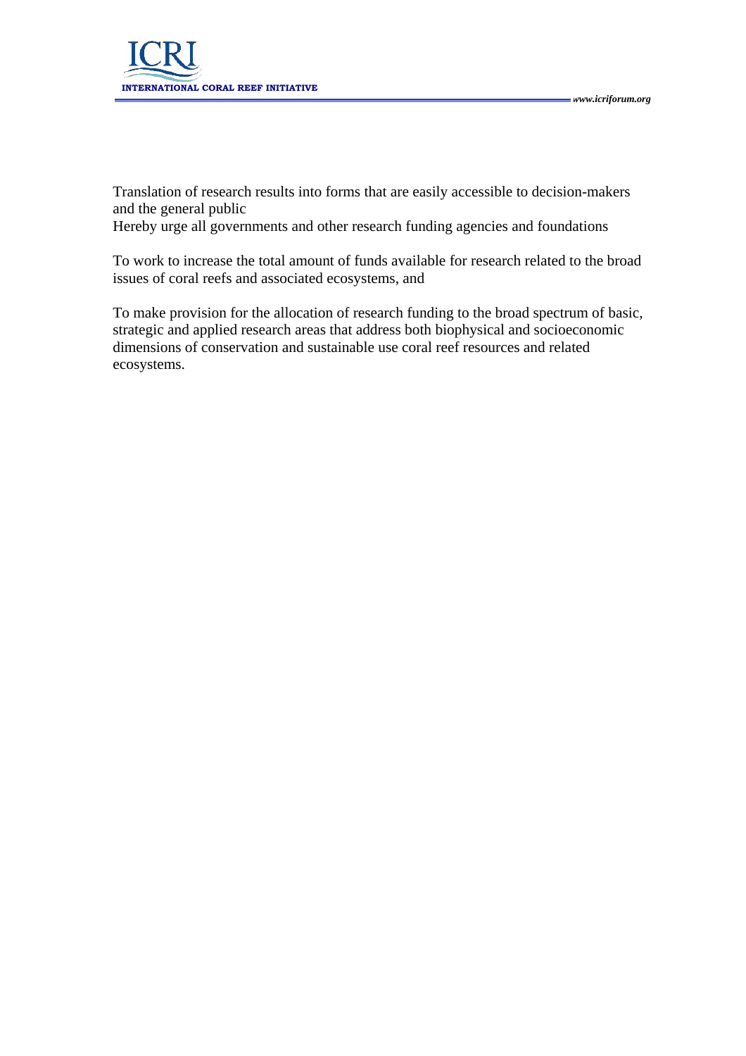Translation of research results into forms that are easily accessible to decision-makers and the general public

Hereby urge all governments and other research funding agencies and foundations

To work to increase the total amount of funds available for research related to the broad issues of coral reefs and associated ecosystems, and

To make provision for the allocation of research funding to the broad spectrum of basic, strategic and applied research areas that address both biophysical and socioeconomic dimensions of conservation and sustainable use coral reef resources and related ecosystems.